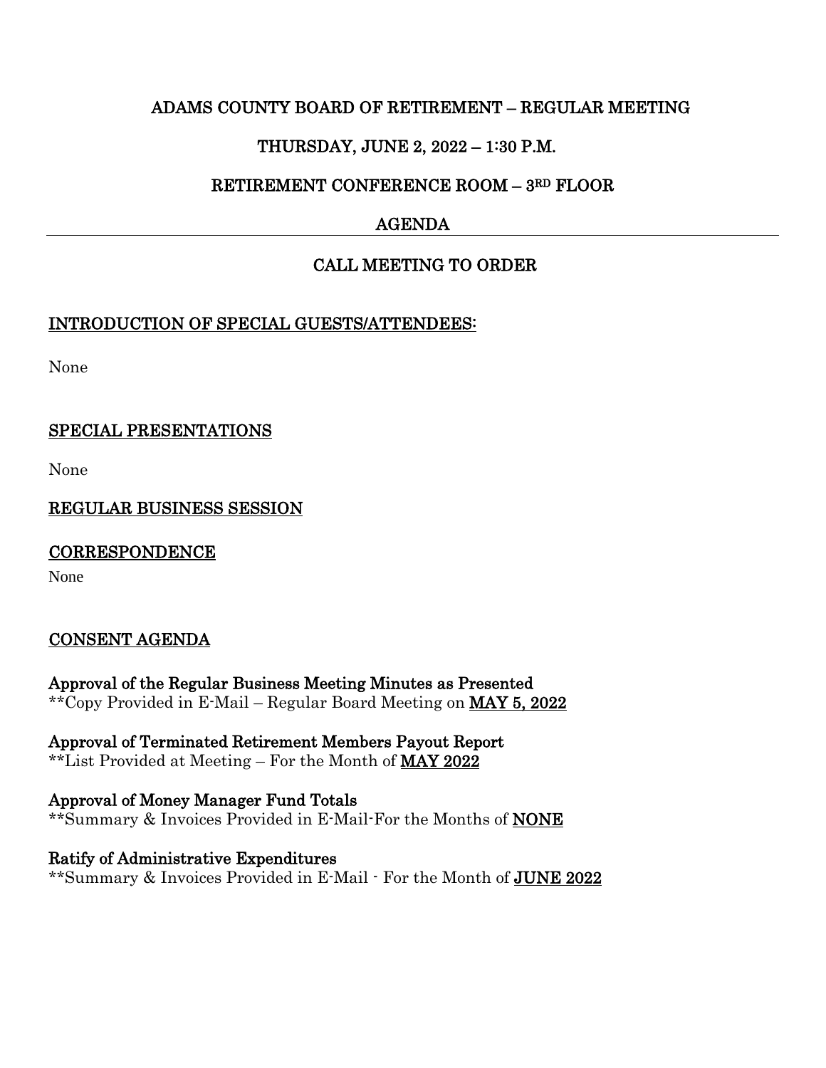# ADAMS COUNTY BOARD OF RETIREMENT – REGULAR MEETING

## THURSDAY, JUNE 2, 2022 – 1:30 P.M.

## RETIREMENT CONFERENCE ROOM – 3RD FLOOR

## AGENDA

---

## CALL MEETING TO ORDER

### INTRODUCTION OF SPECIAL GUESTS/ATTENDEES:

None

### SPECIAL PRESENTATIONS

None

### REGULAR BUSINESS SESSION

### CORRESPONDENCE

None

### CONSENT AGENDA

**Approval of the Regular Business Meeting Minutes as Presented**
**Copy Provided in E-Mail – Regular Board Meeting on **MAY 5, 2022**

**Approval of Terminated Retirement Members Payout Report**
**List Provided at Meeting – For the Month of **MAY 2022**

**Approval of Money Manager Fund Totals**
**Summary & Invoices Provided in E-Mail-For the Months of **NONE**

**Ratify of Administrative Expenditures**
**Summary & Invoices Provided in E-Mail - For the Month of **JUNE 2022**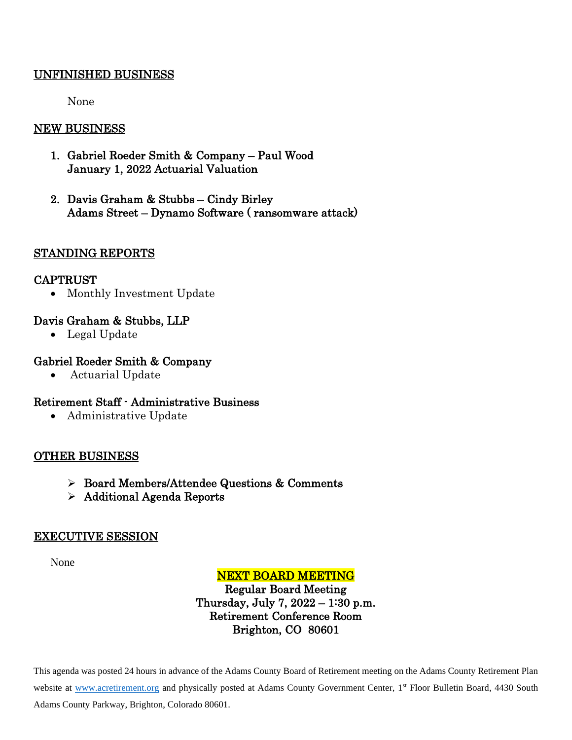## UNFINISHED BUSINESS

None

## NEW BUSINESS

1. **Gabriel Roeder Smith & Company – Paul Wood**
   **January 1, 2022 Actuarial Valuation**

2. **Davis Graham & Stubbs – Cindy Birley**
   **Adams Street – Dynamo Software ( ransomware attack)**

## STANDING REPORTS

### CAPTRUST

- Monthly Investment Update

### Davis Graham & Stubbs, LLP

- Legal Update

### Gabriel Roeder Smith & Company

- Actuarial Update

### Retirement Staff - Administrative Business

- Administrative Update

## OTHER BUSINESS

- **Board Members/Attendee Questions & Comments**
- **Additional Agenda Reports**

## EXECUTIVE SESSION

None

**NEXT BOARD MEETING**
**Regular Board Meeting**
**Thursday, July 7, 2022 – 1:30 p.m.**
**Retirement Conference Room**
**Brighton, CO 80601**

This agenda was posted 24 hours in advance of the Adams County Board of Retirement meeting on the Adams County Retirement Plan website at www.acretirement.org and physically posted at Adams County Government Center, 1st Floor Bulletin Board, 4430 South Adams County Parkway, Brighton, Colorado 80601.